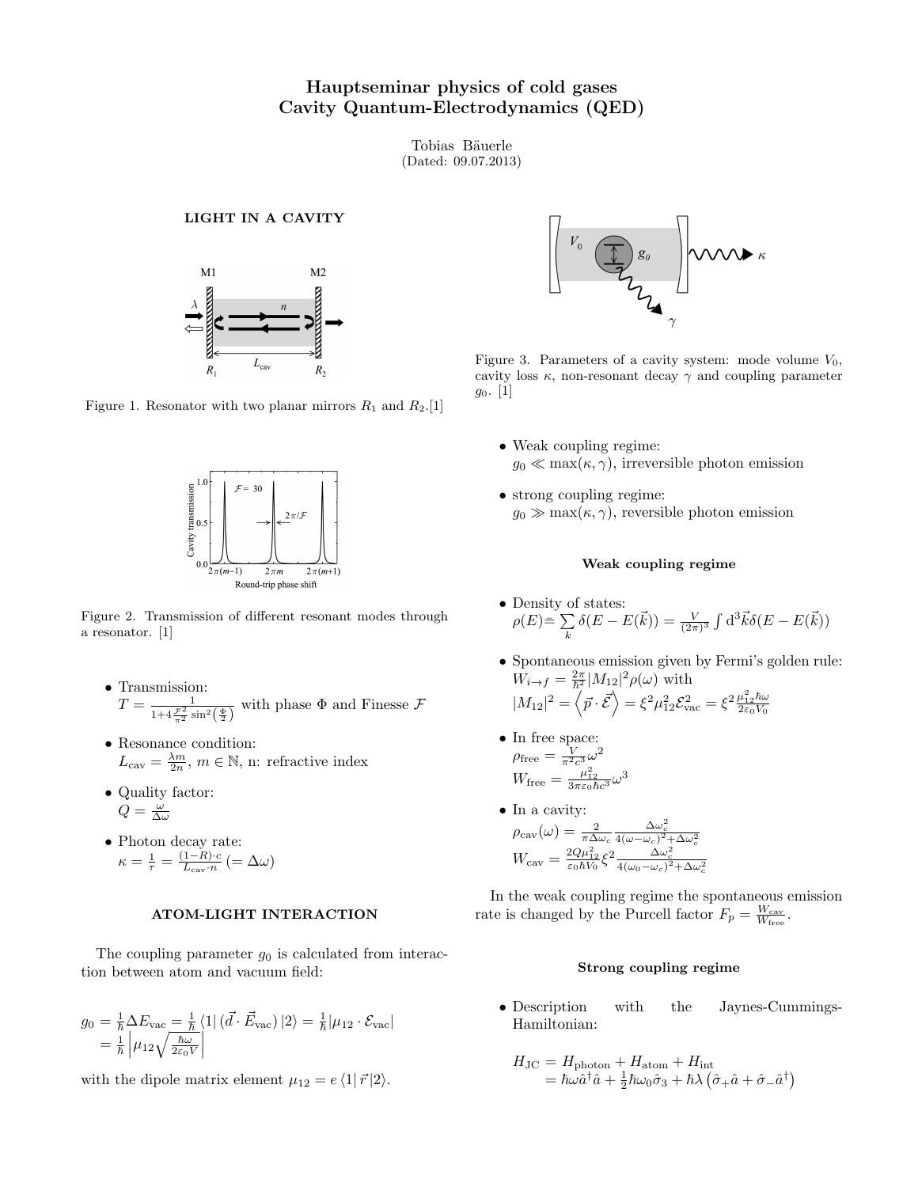# Hauptseminar physics of cold gases
# Cavity Quantum-Electrodynamics (QED)

Tobias Bäuerle
(Dated: 09.07.2013)

## LIGHT IN A CAVITY

Figure 1. Resonator with two planar mirrors $R_1$ and $R_2$.[1]

Figure 2. Transmission of different resonant modes through a resonator. [1]

- Transmission:
  $T = \frac{1}{1+4\frac{\mathcal{F}^2}{\pi^2}\sin^2\left(\frac{\Phi}{2}\right)}$ with phase $\Phi$ and Finesse $\mathcal{F}$
- Resonance condition:
  $L_{\text{cav}} = \frac{\lambda m}{2n}$, $m \in \mathbb{N}$, n: refractive index
- Quality factor:
  $Q = \frac{\omega}{\Delta\omega}$
- Photon decay rate:
  $\kappa = \frac{1}{\tau} = \frac{(1-R)\cdot c}{L_{\text{cav}}\cdot n} \; (= \Delta\omega)$

## ATOM-LIGHT INTERACTION

The coupling parameter $g_0$ is calculated from interaction between atom and vacuum field:

$$g_0 = \frac{1}{\hbar}\Delta E_{\text{vac}} = \frac{1}{\hbar}\left\langle 1\right| (\vec{d}\cdot\vec{E}_{\text{vac}}) \left|2\right\rangle = \frac{1}{\hbar}|\mu_{12}\cdot\mathcal{E}_{\text{vac}}|$$
$$= \frac{1}{\hbar}\left|\mu_{12}\sqrt{\frac{\hbar\omega}{2\varepsilon_0 V}}\right|$$

with the dipole matrix element $\mu_{12} = e\left\langle 1\right|\vec{r}\left|2\right\rangle$.

Figure 3. Parameters of a cavity system: mode volume $V_0$, cavity loss $\kappa$, non-resonant decay $\gamma$ and coupling parameter $g_0$. [1]

- Weak coupling regime:
  $g_0 \ll \max(\kappa,\gamma)$, irreversible photon emission
- strong coupling regime:
  $g_0 \gg \max(\kappa,\gamma)$, reversible photon emission

### Weak coupling regime

- Density of states:
  $\rho(E) = \sum_k \delta(E - E(\vec{k})) = \frac{V}{(2\pi)^3}\int \mathrm{d}^3\vec{k}\,\delta(E - E(\vec{k}))$
- Spontaneous emission given by Fermi's golden rule:
  $W_{i\to f} = \frac{2\pi}{\hbar^2}|M_{12}|^2\rho(\omega)$ with
  $|M_{12}|^2 = \left\langle \vec{p}\cdot\vec{\mathcal{E}}\right\rangle = \xi^2\mu_{12}^2\mathcal{E}_{\text{vac}}^2 = \xi^2\frac{\mu_{12}^2\hbar\omega}{2\varepsilon_0 V_0}$
- In free space:
  $\rho_{\text{free}} = \frac{V}{\pi^2 c^3}\omega^2$
  $W_{\text{free}} = \frac{\mu_{12}^2}{3\pi\varepsilon_0\hbar c^3}\omega^3$
- In a cavity:
  $\rho_{\text{cav}}(\omega) = \frac{2}{\pi\Delta\omega_c}\frac{\Delta\omega_c^2}{4(\omega-\omega_c)^2+\Delta\omega_c^2}$
  $W_{\text{cav}} = \frac{2Q\mu_{12}^2}{\varepsilon_0\hbar V_0}\xi^2\frac{\Delta\omega_c^2}{4(\omega_0-\omega_c)^2+\Delta\omega_c^2}$

In the weak coupling regime the spontaneous emission rate is changed by the Purcell factor $F_p = \frac{W_{\text{cav}}}{W_{\text{free}}}$.

### Strong coupling regime

- Description with the Jaynes-Cummings-Hamiltonian:

$$H_{\text{JC}} = H_{\text{photon}} + H_{\text{atom}} + H_{\text{int}}$$
$$= \hbar\omega\hat{a}^\dagger\hat{a} + \frac{1}{2}\hbar\omega_0\hat{\sigma}_3 + \hbar\lambda\left(\hat{\sigma}_+\hat{a} + \hat{\sigma}_-\hat{a}^\dagger\right)$$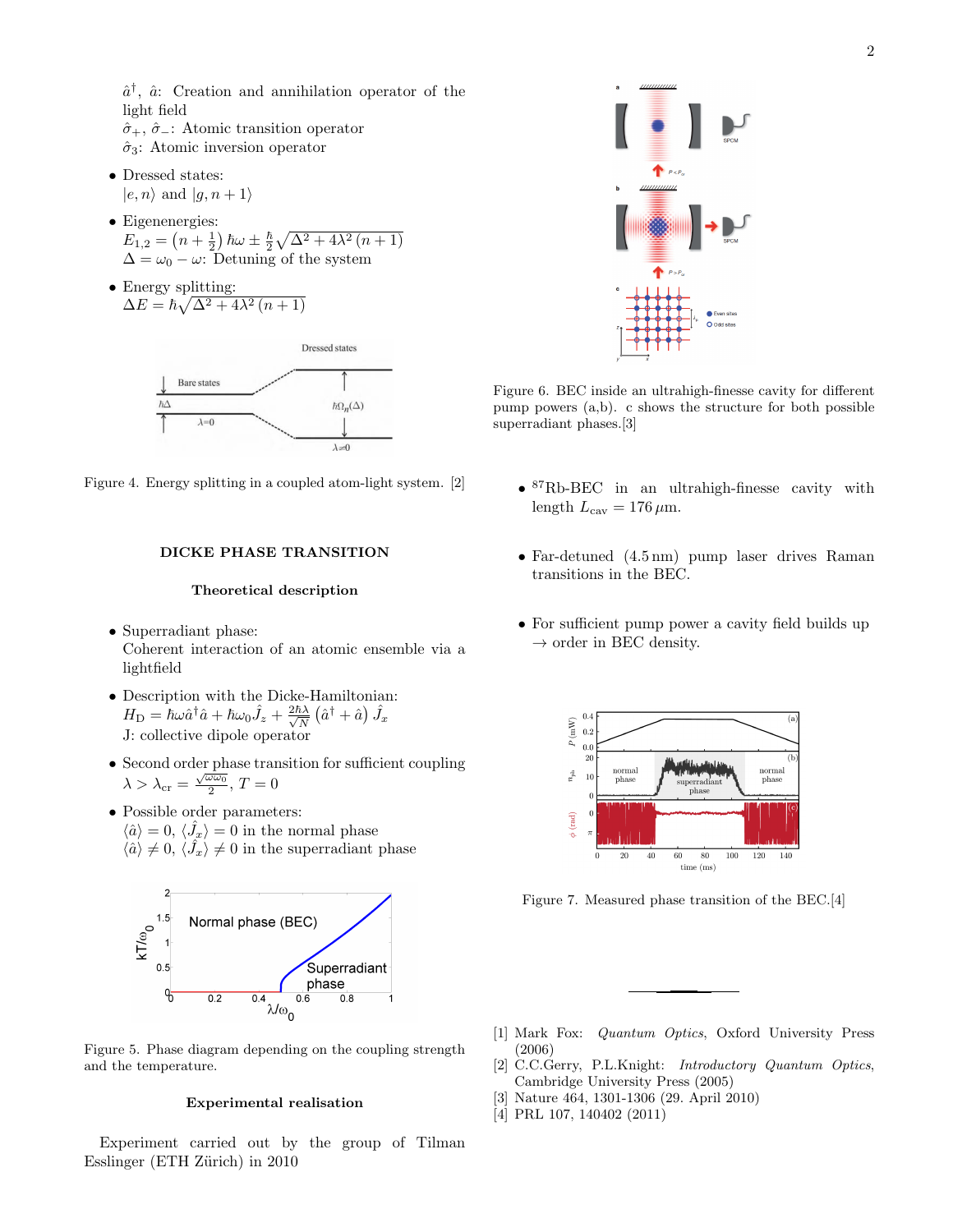$\hat{a}^\dagger$, $\hat{a}$: Creation and annihilation operator of the light field
$\hat{\sigma}_+$, $\hat{\sigma}_-$: Atomic transition operator
$\hat{\sigma}_3$: Atomic inversion operator

- Dressed states:
  $|e, n\rangle$ and $|g, n+1\rangle$
- Eigenenergies:
  $E_{1,2} = \left(n + \frac{1}{2}\right)\hbar\omega \pm \frac{\hbar}{2}\sqrt{\Delta^2 + 4\lambda^2(n+1)}$
  $\Delta = \omega_0 - \omega$: Detuning of the system
- Energy splitting:
  $\Delta E = \hbar\sqrt{\Delta^2 + 4\lambda^2(n+1)}$

Dressed states

Bare states

$\hbar\Delta$

$\lambda$=0

$\hbar\Omega_n(\Delta)$

$\lambda$≠0

Figure 4. Energy splitting in a coupled atom-light system. [2]

## DICKE PHASE TRANSITION

### Theoretical description

- Superradiant phase:
  Coherent interaction of an atomic ensemble via a lightfield
- Description with the Dicke-Hamiltonian:
  $H_D = \hbar\omega\hat{a}^\dagger\hat{a} + \hbar\omega_0\hat{J}_z + \frac{2\hbar\lambda}{\sqrt{N}}\left(\hat{a}^\dagger + \hat{a}\right)\hat{J}_x$
  J: collective dipole operator
- Second order phase transition for sufficient coupling
  $\lambda > \lambda_{cr} = \frac{\sqrt{\omega\omega_0}}{2}$, $T = 0$
- Possible order parameters:
  $\langle\hat{a}\rangle = 0$, $\langle\hat{J}_x\rangle = 0$ in the normal phase
  $\langle\hat{a}\rangle \neq 0$, $\langle\hat{J}_x\rangle \neq 0$ in the superradiant phase

2
1.5
1
0.5
0
kT/ω0
Normal phase (BEC)
Superradiant phase
0.2 0.4 0.6 0.8 1
λ/ω0

Figure 5. Phase diagram depending on the coupling strength and the temperature.

### Experimental realisation

Experiment carried out by the group of Tilman Esslinger (ETH Zürich) in 2010

a
SPCM
$P < P_{cr}$
b
SPCM
$P > P_{cr}$
c
Even sites
Odd sites

Figure 6. BEC inside an ultrahigh-finesse cavity for different pump powers (a,b). c shows the structure for both possible superradiant phases.[3]

- $^{87}$Rb-BEC in an ultrahigh-finesse cavity with length $L_{cav} = 176\,\mu$m.
- Far-detuned (4.5 nm) pump laser drives Raman transitions in the BEC.
- For sufficient pump power a cavity field builds up → order in BEC density.

P (mW)
0.4
0.2
0.0
(a)
20
10
0
(b)
normal phase
superradiant phase
normal phase
φ (rad)
0
π
(c)
0 20 40 60 80 100 120 140
time (ms)

Figure 7. Measured phase transition of the BEC.[4]

---

[1] Mark Fox: *Quantum Optics*, Oxford University Press (2006)
[2] C.C.Gerry, P.L.Knight: *Introductory Quantum Optics*, Cambridge University Press (2005)
[3] Nature 464, 1301-1306 (29. April 2010)
[4] PRL 107, 140402 (2011)